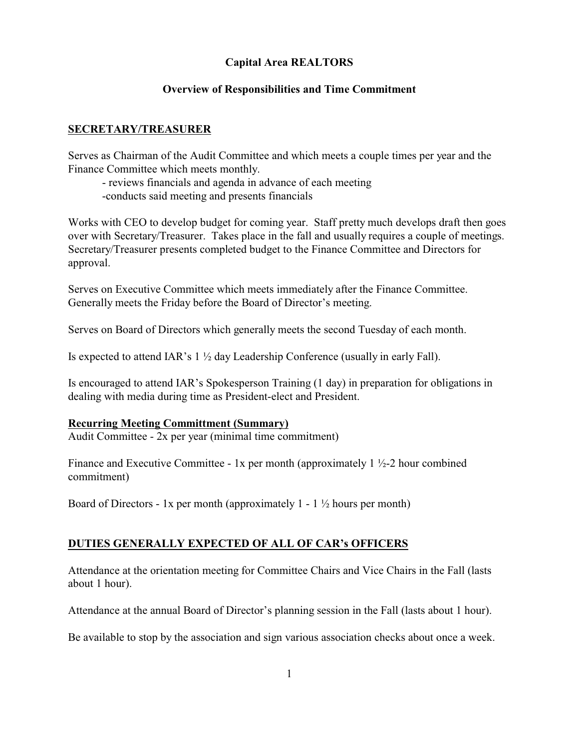# Capital Area REALTORS

## Overview of Responsibilities and Time Commitment

### SECRETARY/TREASURER

Serves as Chairman of the Audit Committee and which meets a couple times per year and the Finance Committee which meets monthly.

- reviews financials and agenda in advance of each meeting
- conducts said meeting and presents financials

Works with CEO to develop budget for coming year. Staff pretty much develops draft then goes over with Secretary/Treasurer. Takes place in the fall and usually requires a couple of meetings. Secretary/Treasurer presents completed budget to the Finance Committee and Directors for approval.

Serves on Executive Committee which meets immediately after the Finance Committee. Generally meets the Friday before the Board of Director's meeting.

Serves on Board of Directors which generally meets the second Tuesday of each month.

Is expected to attend IAR's 1 ½ day Leadership Conference (usually in early Fall).

Is encouraged to attend IAR's Spokesperson Training (1 day) in preparation for obligations in dealing with media during time as President-elect and President.

**Recurring Meeting Committment (Summary)**

Audit Committee - 2x per year (minimal time commitment)

Finance and Executive Committee - 1x per month (approximately 1 ½-2 hour combined commitment)

Board of Directors - 1x per month (approximately 1 - 1 ½ hours per month)

### DUTIES GENERALLY EXPECTED OF ALL OF CAR's OFFICERS

Attendance at the orientation meeting for Committee Chairs and Vice Chairs in the Fall (lasts about 1 hour).

Attendance at the annual Board of Director's planning session in the Fall (lasts about 1 hour).

Be available to stop by the association and sign various association checks about once a week.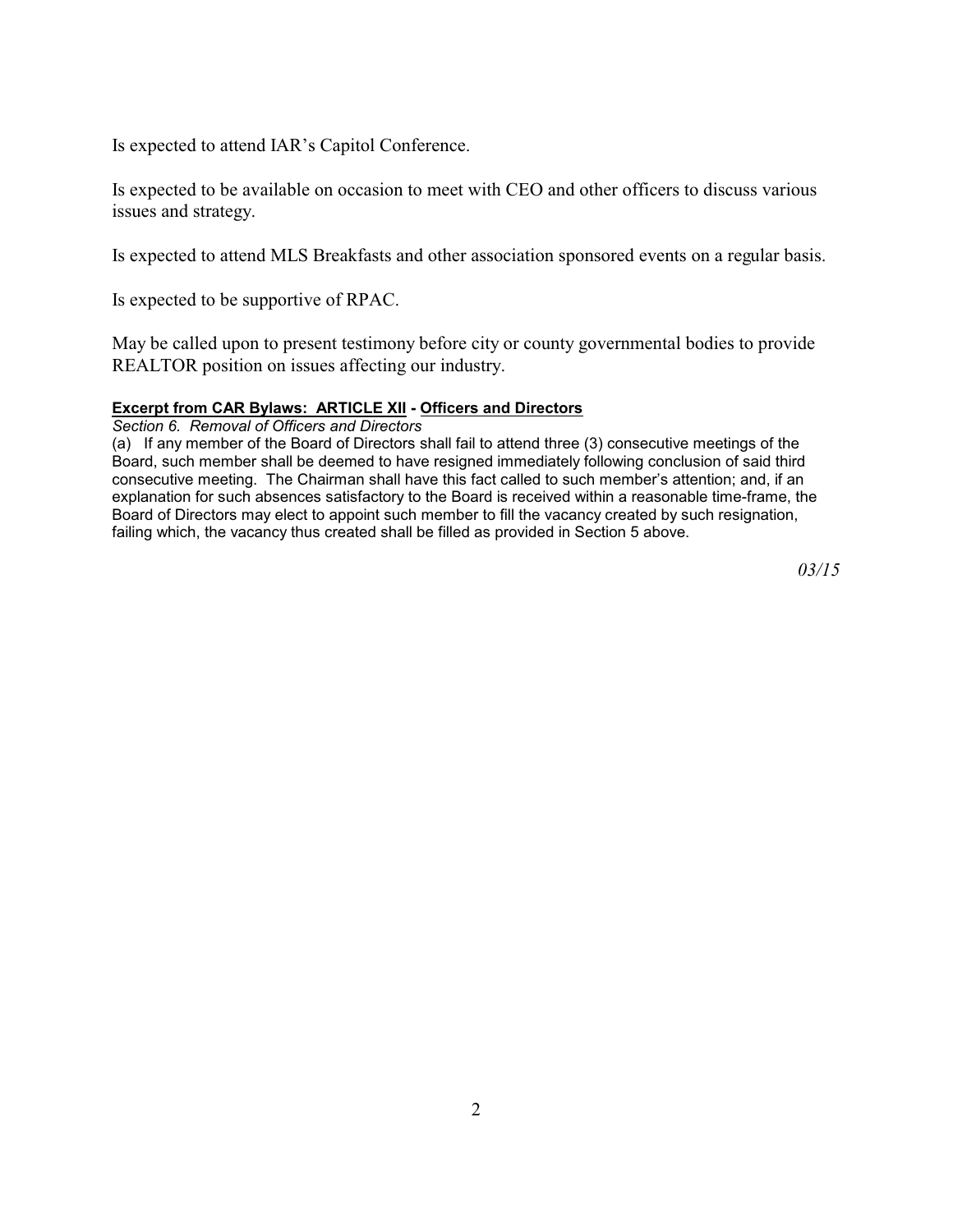Is expected to attend IAR's Capitol Conference.

Is expected to be available on occasion to meet with CEO and other officers to discuss various issues and strategy.

Is expected to attend MLS Breakfasts and other association sponsored events on a regular basis.

Is expected to be supportive of RPAC.

May be called upon to present testimony before city or county governmental bodies to provide REALTOR position on issues affecting our industry.

**Excerpt from CAR Bylaws: ARTICLE XII - Officers and Directors**

*Section 6. Removal of Officers and Directors*

(a) If any member of the Board of Directors shall fail to attend three (3) consecutive meetings of the Board, such member shall be deemed to have resigned immediately following conclusion of said third consecutive meeting. The Chairman shall have this fact called to such member's attention; and, if an explanation for such absences satisfactory to the Board is received within a reasonable time-frame, the Board of Directors may elect to appoint such member to fill the vacancy created by such resignation, failing which, the vacancy thus created shall be filled as provided in Section 5 above.

*03/15*